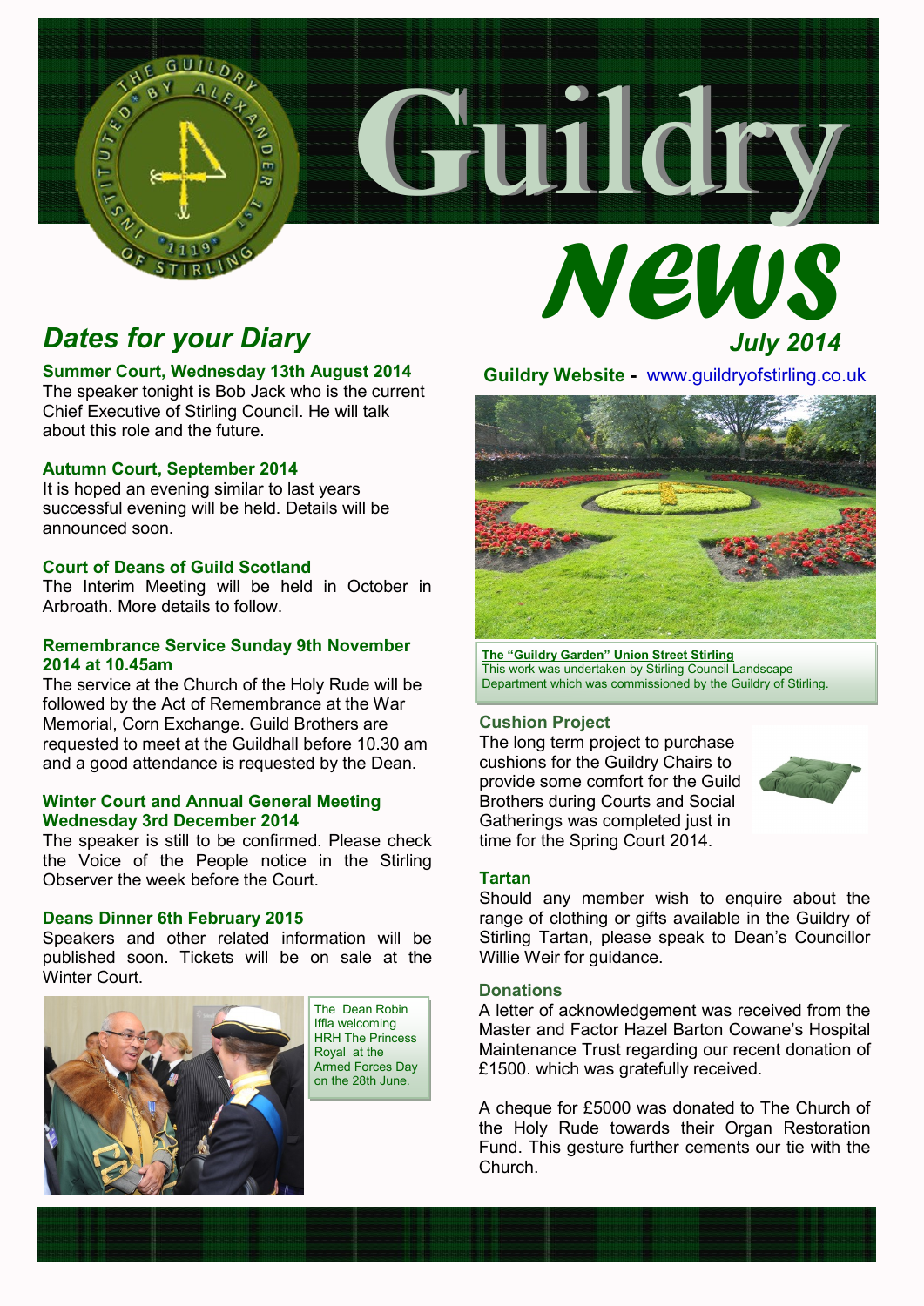# Guildry News

July 2014

## Dates for your Diary

### Summer Court, Wednesday 13th August 2014

The speaker tonight is Bob Jack who is the current Chief Executive of Stirling Council. He will talk about this role and the future.

### Autumn Court, September 2014

It is hoped an evening similar to last years successful evening will be held. Details will be announced soon.

### Court of Deans of Guild Scotland

The Interim Meeting will be held in October in Arbroath. More details to follow.

### Remembrance Service Sunday 9th November 2014 at 10.45am

The service at the Church of the Holy Rude will be followed by the Act of Remembrance at the War Memorial, Corn Exchange. Guild Brothers are requested to meet at the Guildhall before 10.30 am and a good attendance is requested by the Dean.

### Winter Court and Annual General Meeting Wednesday 3rd December 2014

The speaker is still to be confirmed. Please check the Voice of the People notice in the Stirling Observer the week before the Court.

### Deans Dinner 6th February 2015

Speakers and other related information will be published soon. Tickets will be on sale at the Winter Court.

The Dean Robin Iffla welcoming HRH The Princess Royal at the Armed Forces Day on the 28th June.

**Guildry Website -** www.guildryofstirling.co.uk

**The "Guildry Garden" Union Street Stirling**
This work was undertaken by Stirling Council Landscape Department which was commissioned by the Guildry of Stirling.

### Cushion Project

The long term project to purchase cushions for the Guildry Chairs to provide some comfort for the Guild Brothers during Courts and Social Gatherings was completed just in time for the Spring Court 2014.

### Tartan

Should any member wish to enquire about the range of clothing or gifts available in the Guildry of Stirling Tartan, please speak to Dean's Councillor Willie Weir for guidance.

### Donations

A letter of acknowledgement was received from the Master and Factor Hazel Barton Cowane's Hospital Maintenance Trust regarding our recent donation of £1500. which was gratefully received.

A cheque for £5000 was donated to The Church of the Holy Rude towards their Organ Restoration Fund. This gesture further cements our tie with the Church.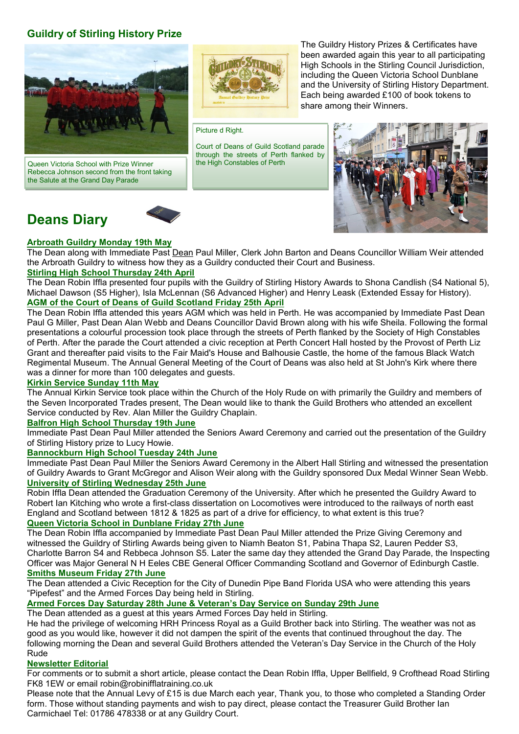## Guildry of Stirling History Prize

Queen Victoria School with Prize Winner Rebecca Johnson second from the front taking the Salute at the Grand Day Parade

Picture d Right.

Court of Deans of Guild Scotland parade through the streets of Perth flanked by the High Constables of Perth

The Guildry History Prizes & Certificates have been awarded again this year to all participating High Schools in the Stirling Council Jurisdiction, including the Queen Victoria School Dunblane and the University of Stirling History Department. Each being awarded £100 of book tokens to share among their Winners.

# Deans Diary

**Arbroath Guildry Monday 19th May**

The Dean along with Immediate Past Dean Paul Miller, Clerk John Barton and Deans Councillor William Weir attended the Arbroath Guildry to witness how they as a Guildry conducted their Court and Business.

**Stirling High School Thursday 24th April**

The Dean Robin Iffla presented four pupils with the Guildry of Stirling History Awards to Shona Candlish (S4 National 5), Michael Dawson (S5 Higher), Isla McLennan (S6 Advanced Higher) and Henry Leask (Extended Essay for History).

**AGM of the Court of Deans of Guild Scotland Friday 25th April**

The Dean Robin Iffla attended this years AGM which was held in Perth. He was accompanied by Immediate Past Dean Paul G Miller, Past Dean Alan Webb and Deans Councillor David Brown along with his wife Sheila. Following the formal presentations a colourful procession took place through the streets of Perth flanked by the Society of High Constables of Perth. After the parade the Court attended a civic reception at Perth Concert Hall hosted by the Provost of Perth Liz Grant and thereafter paid visits to the Fair Maid's House and Balhousie Castle, the home of the famous Black Watch Regimental Museum. The Annual General Meeting of the Court of Deans was also held at St John's Kirk where there was a dinner for more than 100 delegates and guests.

**Kirkin Service Sunday 11th May**

The Annual Kirkin Service took place within the Church of the Holy Rude on with primarily the Guildry and members of the Seven Incorporated Trades present, The Dean would like to thank the Guild Brothers who attended an excellent Service conducted by Rev. Alan Miller the Guildry Chaplain.

**Balfron High School Thursday 19th June**

Immediate Past Dean Paul Miller attended the Seniors Award Ceremony and carried out the presentation of the Guildry of Stirling History prize to Lucy Howie.

**Bannockburn High School Tuesday 24th June**

Immediate Past Dean Paul Miller the Seniors Award Ceremony in the Albert Hall Stirling and witnessed the presentation of Guildry Awards to Grant McGregor and Alison Weir along with the Guildry sponsored Dux Medal Winner Sean Webb.

**University of Stirling Wednesday 25th June**

Robin Iffla Dean attended the Graduation Ceremony of the University. After which he presented the Guildry Award to Robert Ian Kitching who wrote a first-class dissertation on Locomotives were introduced to the railways of north east England and Scotland between 1812 & 1825 as part of a drive for efficiency, to what extent is this true?

**Queen Victoria School in Dunblane Friday 27th June**

The Dean Robin Iffla accompanied by Immediate Past Dean Paul Miller attended the Prize Giving Ceremony and witnessed the Guildry of Stirling Awards being given to Niamh Beaton S1, Pabina Thapa S2, Lauren Pedder S3, Charlotte Barron S4 and Rebbeca Johnson S5. Later the same day they attended the Grand Day Parade, the Inspecting Officer was Major General N H Eeles CBE General Officer Commanding Scotland and Governor of Edinburgh Castle.

**Smiths Museum Friday 27th June**

The Dean attended a Civic Reception for the City of Dunedin Pipe Band Florida USA who were attending this years "Pipefest" and the Armed Forces Day being held in Stirling.

**Armed Forces Day Saturday 28th June & Veteran's Day Service on Sunday 29th June**

The Dean attended as a guest at this years Armed Forces Day held in Stirling.
He had the privilege of welcoming HRH Princess Royal as a Guild Brother back into Stirling. The weather was not as good as you would like, however it did not dampen the spirit of the events that continued throughout the day. The following morning the Dean and several Guild Brothers attended the Veteran's Day Service in the Church of the Holy Rude

**Newsletter Editorial**

For comments or to submit a short article, please contact the Dean Robin Iffla, Upper Bellfield, 9 Crofthead Road Stirling FK8 1EW or email robin@robinifflatraining.co.uk

Please note that the Annual Levy of £15 is due March each year, Thank you, to those who completed a Standing Order form. Those without standing payments and wish to pay direct, please contact the Treasurer Guild Brother Ian Carmichael Tel: 01786 478338 or at any Guildry Court.